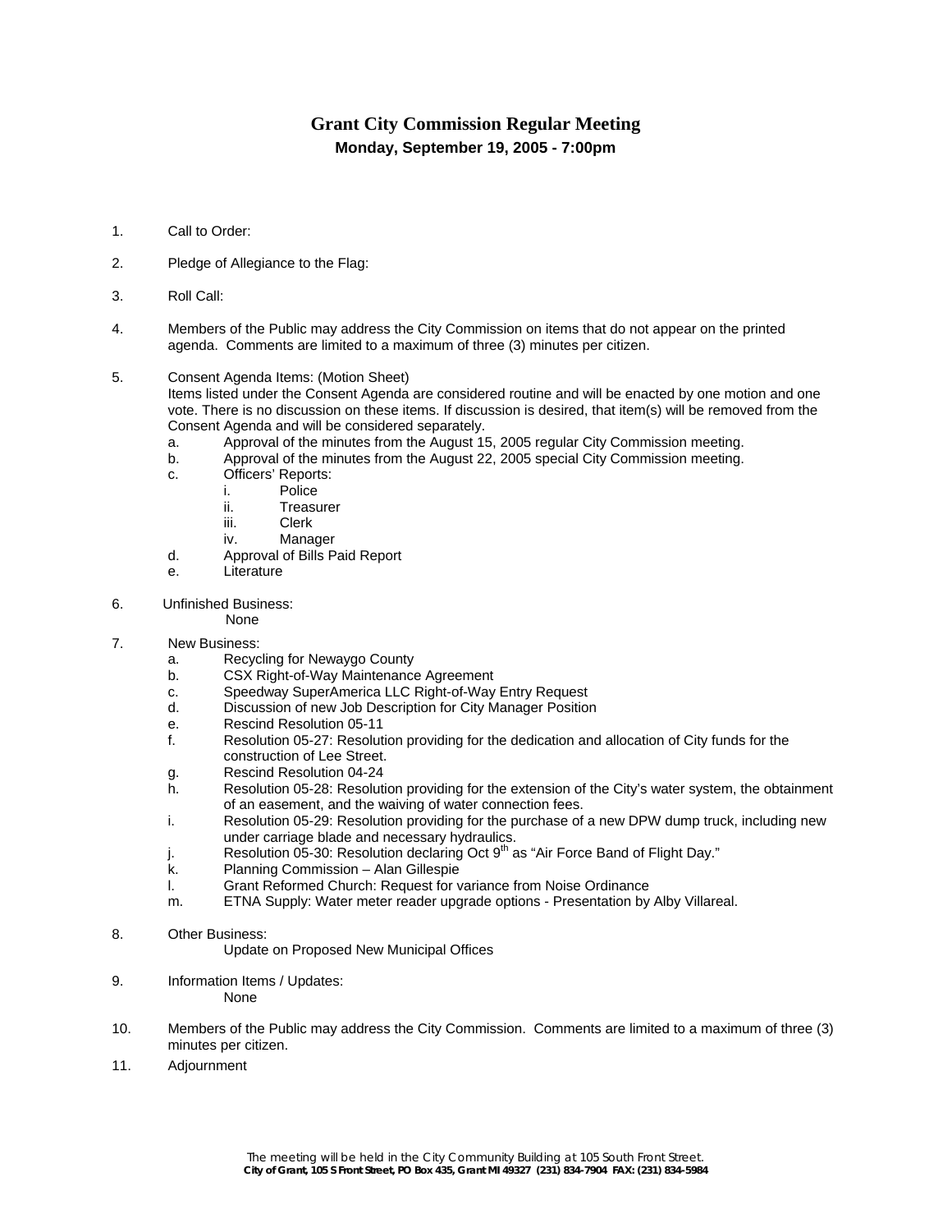# Grant City Commission Regular Meeting

**Monday, September 19, 2005 - 7:00pm**

1. Call to Order:

2. Pledge of Allegiance to the Flag:

3. Roll Call:

4. Members of the Public may address the City Commission on items that do not appear on the printed agenda. Comments are limited to a maximum of three (3) minutes per citizen.

5. Consent Agenda Items: (Motion Sheet)
   Items listed under the Consent Agenda are considered routine and will be enacted by one motion and one vote. There is no discussion on these items. If discussion is desired, that item(s) will be removed from the Consent Agenda and will be considered separately.
   a. Approval of the minutes from the August 15, 2005 regular City Commission meeting.
   b. Approval of the minutes from the August 22, 2005 special City Commission meeting.
   c. Officers' Reports:
      i. Police
      ii. Treasurer
      iii. Clerk
      iv. Manager
   d. Approval of Bills Paid Report
   e. Literature

6. Unfinished Business:
   None

7. New Business:
   a. Recycling for Newaygo County
   b. CSX Right-of-Way Maintenance Agreement
   c. Speedway SuperAmerica LLC Right-of-Way Entry Request
   d. Discussion of new Job Description for City Manager Position
   e. Rescind Resolution 05-11
   f. Resolution 05-27: Resolution providing for the dedication and allocation of City funds for the construction of Lee Street.
   g. Rescind Resolution 04-24
   h. Resolution 05-28: Resolution providing for the extension of the City's water system, the obtainment of an easement, and the waiving of water connection fees.
   i. Resolution 05-29: Resolution providing for the purchase of a new DPW dump truck, including new under carriage blade and necessary hydraulics.
   j. Resolution 05-30: Resolution declaring Oct 9th as "Air Force Band of Flight Day."
   k. Planning Commission – Alan Gillespie
   l. Grant Reformed Church: Request for variance from Noise Ordinance
   m. ETNA Supply: Water meter reader upgrade options - Presentation by Alby Villareal.

8. Other Business:
   Update on Proposed New Municipal Offices

9. Information Items / Updates:
   None

10. Members of the Public may address the City Commission. Comments are limited to a maximum of three (3) minutes per citizen.

11. Adjournment

The meeting will be held in the City Community Building at 105 South Front Street.
**City of Grant, 105 S Front Street, PO Box 435, Grant MI 49327 (231) 834-7904 FAX: (231) 834-5984**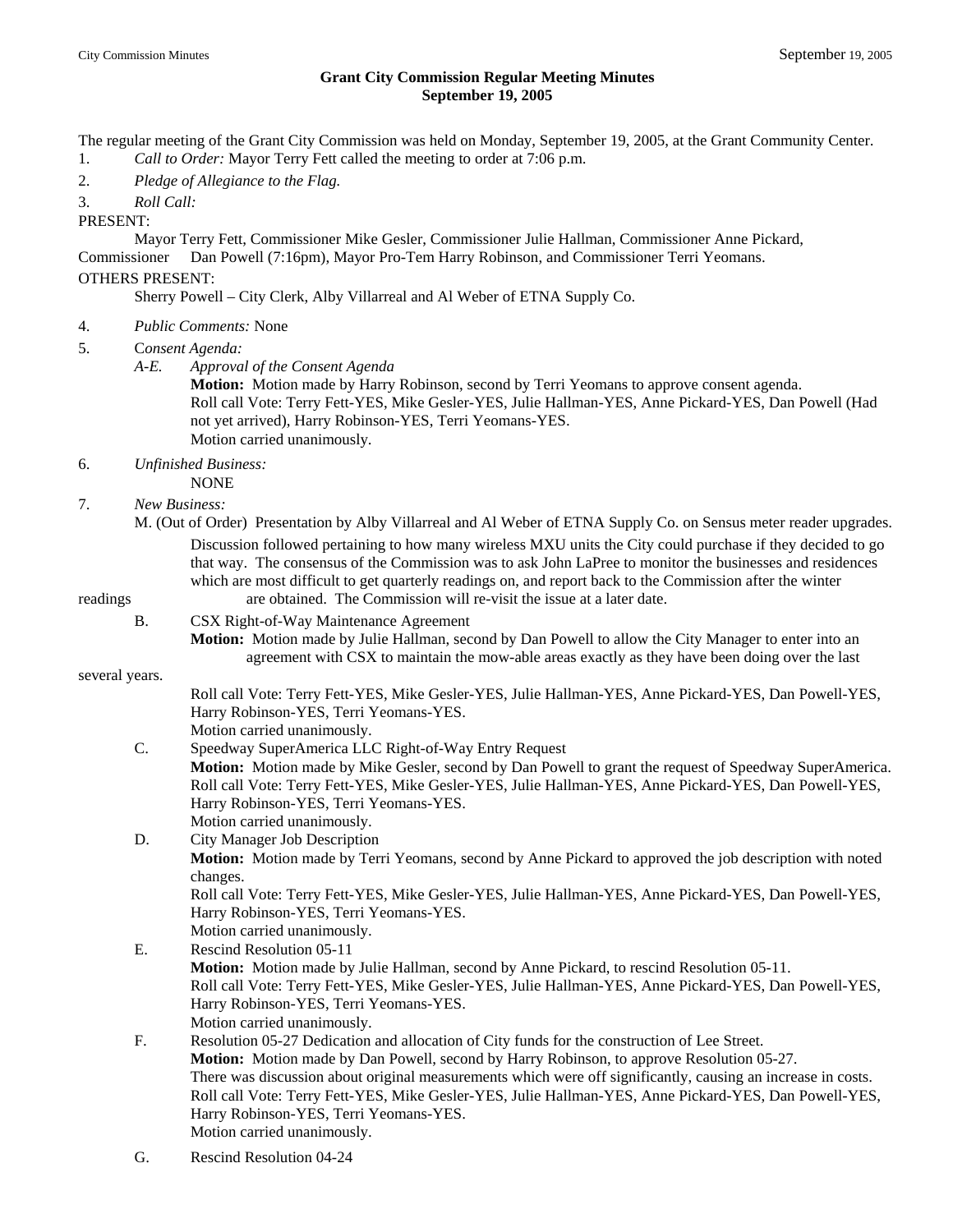## Grant City Commission Regular Meeting Minutes
## September 19, 2005

The regular meeting of the Grant City Commission was held on Monday, September 19, 2005, at the Grant Community Center.

1. *Call to Order:* Mayor Terry Fett called the meeting to order at 7:06 p.m.
2. *Pledge of Allegiance to the Flag.*
3. *Roll Call:*

PRESENT:

Mayor Terry Fett, Commissioner Mike Gesler, Commissioner Julie Hallman, Commissioner Anne Pickard, Commissioner Dan Powell (7:16pm), Mayor Pro-Tem Harry Robinson, and Commissioner Terri Yeomans.

OTHERS PRESENT:

Sherry Powell – City Clerk, Alby Villarreal and Al Weber of ETNA Supply Co.

4. *Public Comments:* None
5. C*onsent Agenda:*
   - *A-E. Approval of the Consent Agenda*
     **Motion:** Motion made by Harry Robinson, second by Terri Yeomans to approve consent agenda.
     Roll call Vote: Terry Fett-YES, Mike Gesler-YES, Julie Hallman-YES, Anne Pickard-YES, Dan Powell (Had not yet arrived), Harry Robinson-YES, Terri Yeomans-YES.
     Motion carried unanimously.
6. *Unfinished Business:*
   NONE
7. *New Business:*
   - M. (Out of Order) Presentation by Alby Villarreal and Al Weber of ETNA Supply Co. on Sensus meter reader upgrades.
     Discussion followed pertaining to how many wireless MXU units the City could purchase if they decided to go that way. The consensus of the Commission was to ask John LaPree to monitor the businesses and residences which are most difficult to get quarterly readings on, and report back to the Commission after the winter readings are obtained. The Commission will re-visit the issue at a later date.
   - B. CSX Right-of-Way Maintenance Agreement
     **Motion:** Motion made by Julie Hallman, second by Dan Powell to allow the City Manager to enter into an agreement with CSX to maintain the mow-able areas exactly as they have been doing over the last several years.
     Roll call Vote: Terry Fett-YES, Mike Gesler-YES, Julie Hallman-YES, Anne Pickard-YES, Dan Powell-YES, Harry Robinson-YES, Terri Yeomans-YES.
     Motion carried unanimously.
   - C. Speedway SuperAmerica LLC Right-of-Way Entry Request
     **Motion:** Motion made by Mike Gesler, second by Dan Powell to grant the request of Speedway SuperAmerica.
     Roll call Vote: Terry Fett-YES, Mike Gesler-YES, Julie Hallman-YES, Anne Pickard-YES, Dan Powell-YES, Harry Robinson-YES, Terri Yeomans-YES.
     Motion carried unanimously.
   - D. City Manager Job Description
     **Motion:** Motion made by Terri Yeomans, second by Anne Pickard to approved the job description with noted changes.
     Roll call Vote: Terry Fett-YES, Mike Gesler-YES, Julie Hallman-YES, Anne Pickard-YES, Dan Powell-YES, Harry Robinson-YES, Terri Yeomans-YES.
     Motion carried unanimously.
   - E. Rescind Resolution 05-11
     **Motion:** Motion made by Julie Hallman, second by Anne Pickard, to rescind Resolution 05-11.
     Roll call Vote: Terry Fett-YES, Mike Gesler-YES, Julie Hallman-YES, Anne Pickard-YES, Dan Powell-YES, Harry Robinson-YES, Terri Yeomans-YES.
     Motion carried unanimously.
   - F. Resolution 05-27 Dedication and allocation of City funds for the construction of Lee Street.
     **Motion:** Motion made by Dan Powell, second by Harry Robinson, to approve Resolution 05-27.
     There was discussion about original measurements which were off significantly, causing an increase in costs.
     Roll call Vote: Terry Fett-YES, Mike Gesler-YES, Julie Hallman-YES, Anne Pickard-YES, Dan Powell-YES, Harry Robinson-YES, Terri Yeomans-YES.
     Motion carried unanimously.
   - G. Rescind Resolution 04-24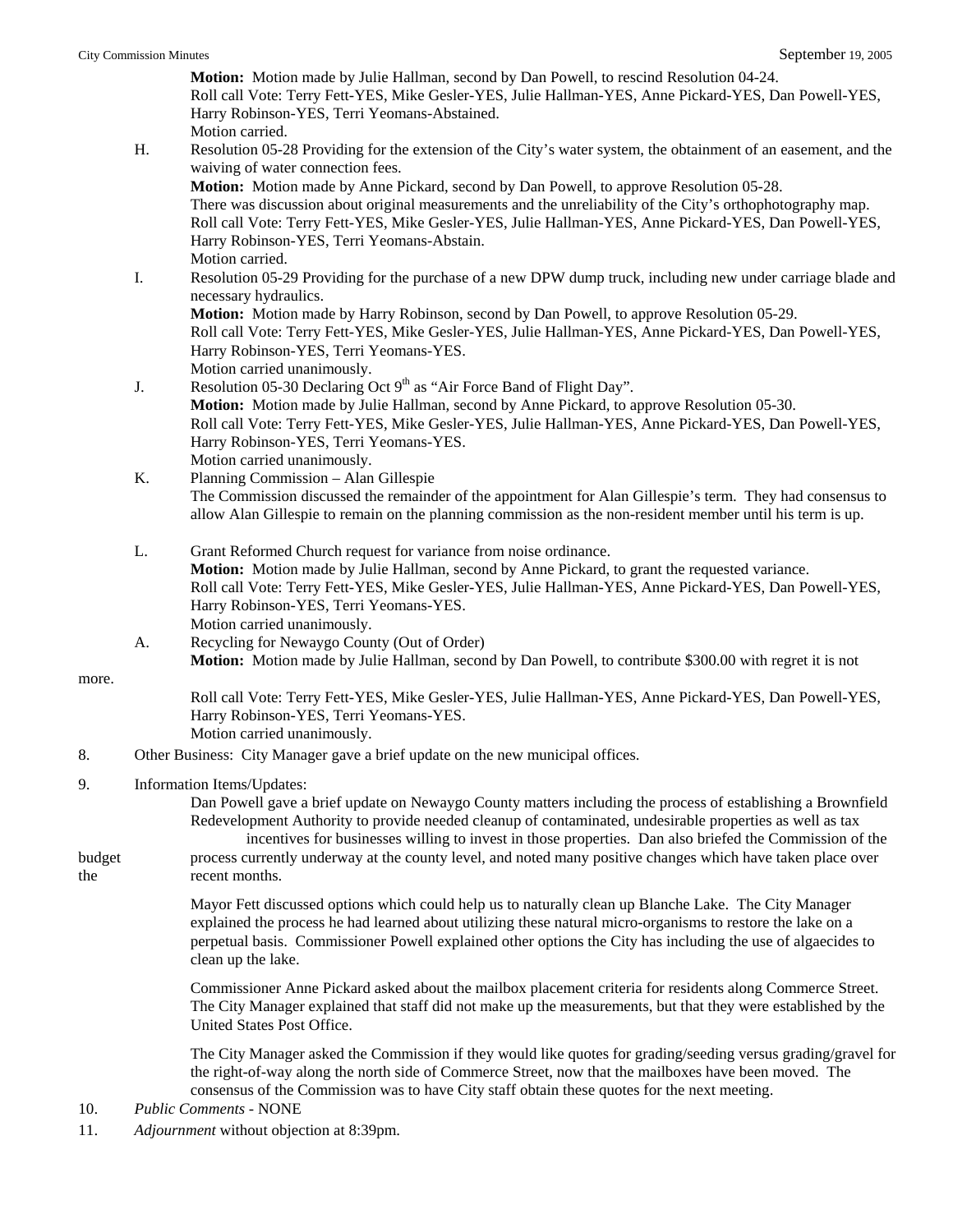**Motion:** Motion made by Julie Hallman, second by Dan Powell, to rescind Resolution 04-24.
Roll call Vote: Terry Fett-YES, Julie Hallman-YES, Anne Pickard-YES, Dan Powell-YES, Harry Robinson-YES, Terri Yeomans-Abstained.
Motion carried.

H. Resolution 05-28 Providing for the extension of the City's water system, the obtainment of an easement, and the waiving of water connection fees.
**Motion:** Motion made by Anne Pickard, second by Dan Powell, to approve Resolution 05-28.
There was discussion about original measurements and the unreliability of the City's orthophotography map.
Roll call Vote: Terry Fett-YES, Mike Gesler-YES, Julie Hallman-YES, Anne Pickard-YES, Dan Powell-YES, Harry Robinson-YES, Terri Yeomans-Abstain.
Motion carried.

I. Resolution 05-29 Providing for the purchase of a new DPW dump truck, including new under carriage blade and necessary hydraulics.
**Motion:** Motion made by Harry Robinson, second by Dan Powell, to approve Resolution 05-29.
Roll call Vote: Terry Fett-YES, Mike Gesler-YES, Julie Hallman-YES, Anne Pickard-YES, Dan Powell-YES, Harry Robinson-YES, Terri Yeomans-YES.
Motion carried unanimously.

J. Resolution 05-30 Declaring Oct 9th as "Air Force Band of Flight Day".
**Motion:** Motion made by Julie Hallman, second by Anne Pickard, to approve Resolution 05-30.
Roll call Vote: Terry Fett-YES, Mike Gesler-YES, Julie Hallman-YES, Anne Pickard-YES, Dan Powell-YES, Harry Robinson-YES, Terri Yeomans-YES.
Motion carried unanimously.

K. Planning Commission – Alan Gillespie
The Commission discussed the remainder of the appointment for Alan Gillespie's term. They had consensus to allow Alan Gillespie to remain on the planning commission as the non-resident member until his term is up.

L. Grant Reformed Church request for variance from noise ordinance.
**Motion:** Motion made by Julie Hallman, second by Anne Pickard, to grant the requested variance.
Roll call Vote: Terry Fett-YES, Mike Gesler-YES, Julie Hallman-YES, Anne Pickard-YES, Dan Powell-YES, Harry Robinson-YES, Terri Yeomans-YES.
Motion carried unanimously.

A. Recycling for Newaygo County (Out of Order)
**Motion:** Motion made by Julie Hallman, second by Dan Powell, to contribute $300.00 with regret it is not more.
Roll call Vote: Terry Fett-YES, Mike Gesler-YES, Julie Hallman-YES, Anne Pickard-YES, Dan Powell-YES, Harry Robinson-YES, Terri Yeomans-YES.
Motion carried unanimously.

8. Other Business: City Manager gave a brief update on the new municipal offices.

9. Information Items/Updates:

Dan Powell gave a brief update on Newaygo County matters including the process of establishing a Brownfield Redevelopment Authority to provide needed cleanup of contaminated, undesirable properties as well as tax incentives for businesses willing to invest in those properties. Dan also briefed the Commission of the budget process currently underway at the county level, and noted many positive changes which have taken place over the recent months.

Mayor Fett discussed options which could help us to naturally clean up Blanche Lake. The City Manager explained the process he had learned about utilizing these natural micro-organisms to restore the lake on a perpetual basis. Commissioner Powell explained other options the City has including the use of algaecides to clean up the lake.

Commissioner Anne Pickard asked about the mailbox placement criteria for residents along Commerce Street. The City Manager explained that staff did not make up the measurements, but that they were established by the United States Post Office.

The City Manager asked the Commission if they would like quotes for grading/seeding versus grading/gravel for the right-of-way along the north side of Commerce Street, now that the mailboxes have been moved. The consensus of the Commission was to have City staff obtain these quotes for the next meeting.

10. *Public Comments* - NONE

11. *Adjournment* without objection at 8:39pm.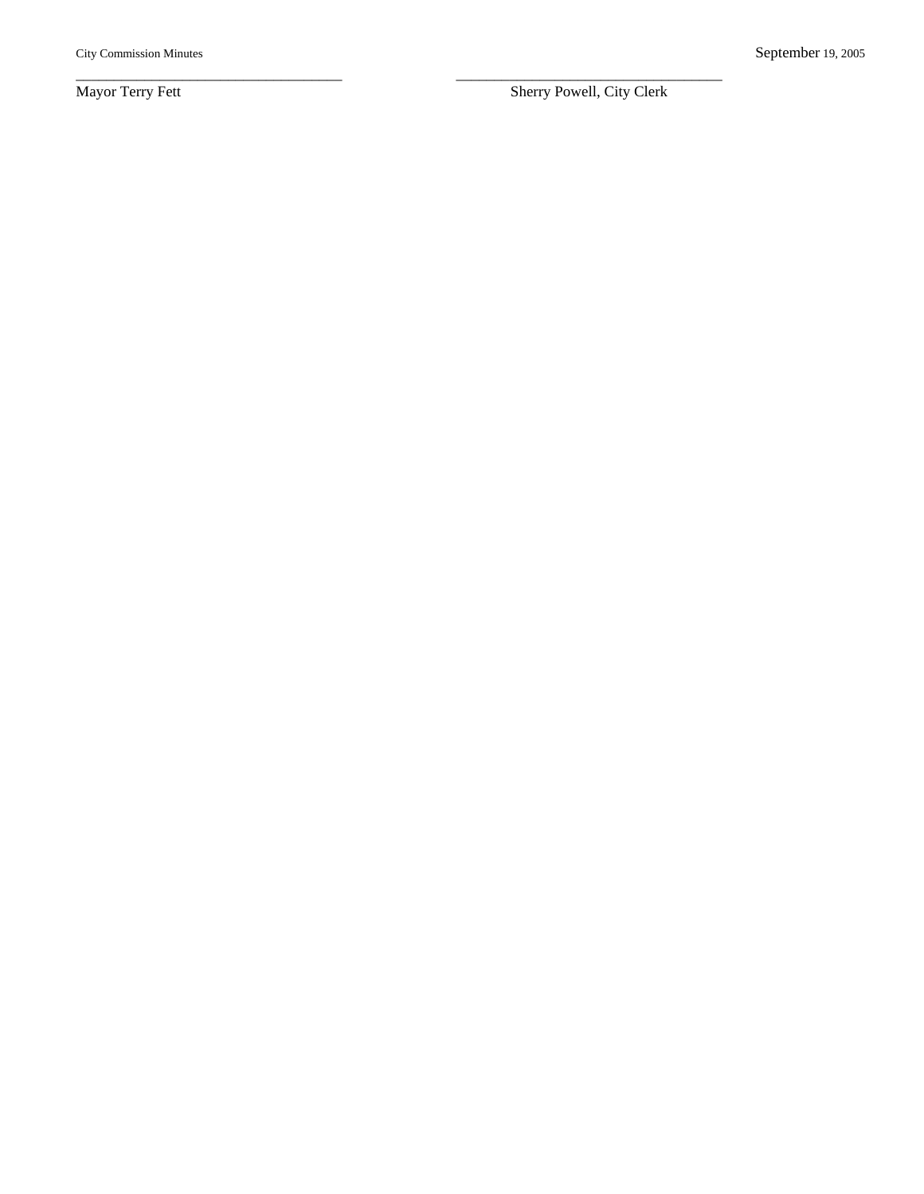\_\_\_\_\_\_\_\_\_\_\_\_\_\_\_\_\_\_\_\_\_\_\_\_\_\_\_\_\_\_\_\_\_\_\_\_ \_\_\_\_\_\_\_\_\_\_\_\_\_\_\_\_\_\_\_\_\_\_\_\_\_\_\_\_\_\_\_\_\_\_\_\_

Mayor Terry Fett Sherry Powell, City Clerk